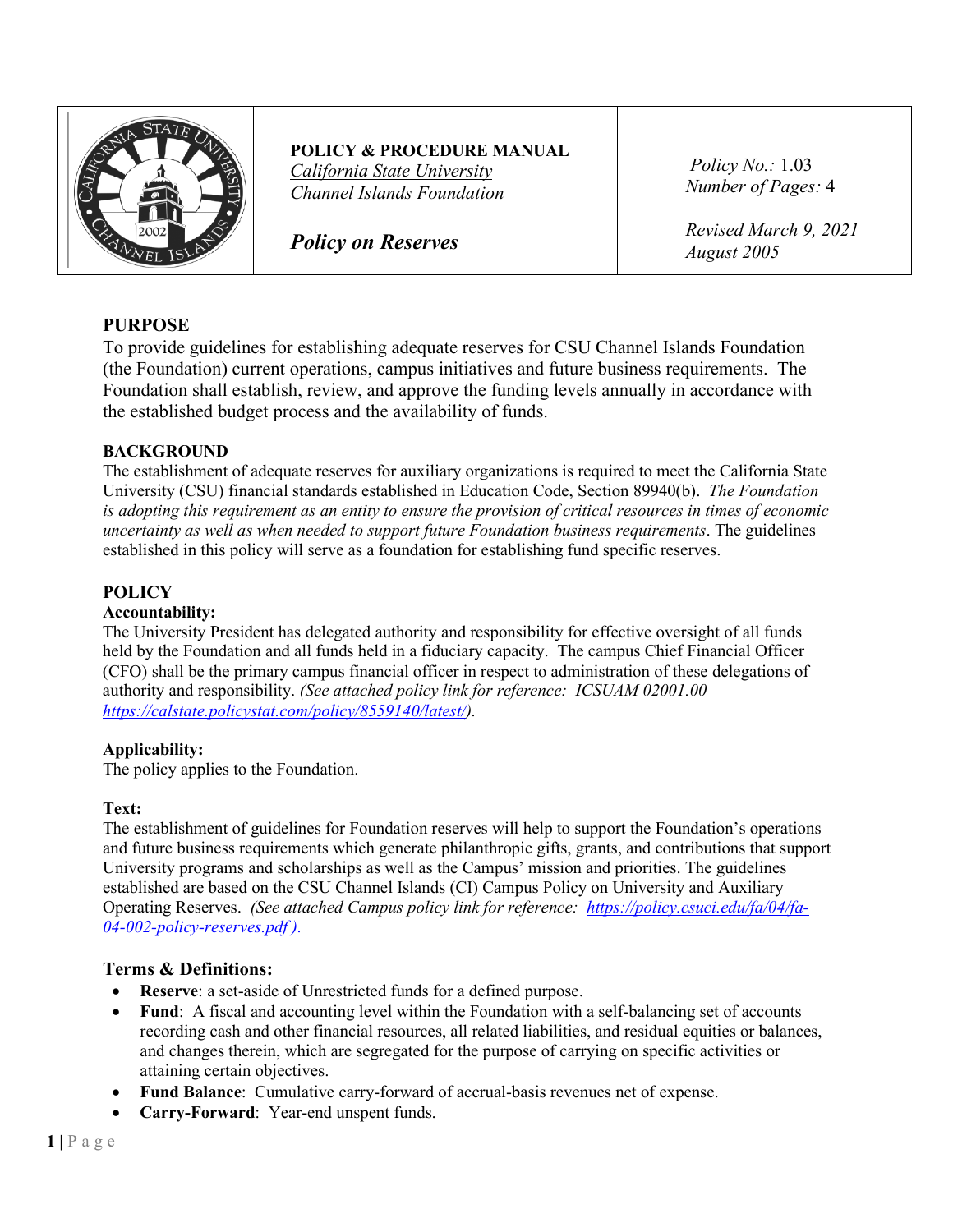**POLICY & PROCEDURE MANUAL**
*California State University*
*Channel Islands Foundation*

***Policy on Reserves***

*Policy No.:* 1.03
*Number of Pages:* 4

*Revised March 9, 2021*
*August 2005*

## PURPOSE

To provide guidelines for establishing adequate reserves for CSU Channel Islands Foundation (the Foundation) current operations, campus initiatives and future business requirements. The Foundation shall establish, review, and approve the funding levels annually in accordance with the established budget process and the availability of funds.

## BACKGROUND

The establishment of adequate reserves for auxiliary organizations is required to meet the California State University (CSU) financial standards established in Education Code, Section 89940(b). *The Foundation is adopting this requirement as an entity to ensure the provision of critical resources in times of economic uncertainty as well as when needed to support future Foundation business requirements*. The guidelines established in this policy will serve as a foundation for establishing fund specific reserves.

## POLICY

### Accountability:

The University President has delegated authority and responsibility for effective oversight of all funds held by the Foundation and all funds held in a fiduciary capacity. The campus Chief Financial Officer (CFO) shall be the primary campus financial officer in respect to administration of these delegations of authority and responsibility. *(See attached policy link for reference: ICSUAM 02001.00 https://calstate.policystat.com/policy/8559140/latest/).*

### Applicability:

The policy applies to the Foundation.

### Text:

The establishment of guidelines for Foundation reserves will help to support the Foundation's operations and future business requirements which generate philanthropic gifts, grants, and contributions that support University programs and scholarships as well as the Campus' mission and priorities. The guidelines established are based on the CSU Channel Islands (CI) Campus Policy on University and Auxiliary Operating Reserves. *(See attached Campus policy link for reference: https://policy.csuci.edu/fa/04/fa-04-002-policy-reserves.pdf ).*

### Terms & Definitions:

- **Reserve**: a set-aside of Unrestricted funds for a defined purpose.
- **Fund**: A fiscal and accounting level within the Foundation with a self-balancing set of accounts recording cash and other financial resources, all related liabilities, and residual equities or balances, and changes therein, which are segregated for the purpose of carrying on specific activities or attaining certain objectives.
- **Fund Balance**: Cumulative carry-forward of accrual-basis revenues net of expense.
- **Carry-Forward**: Year-end unspent funds.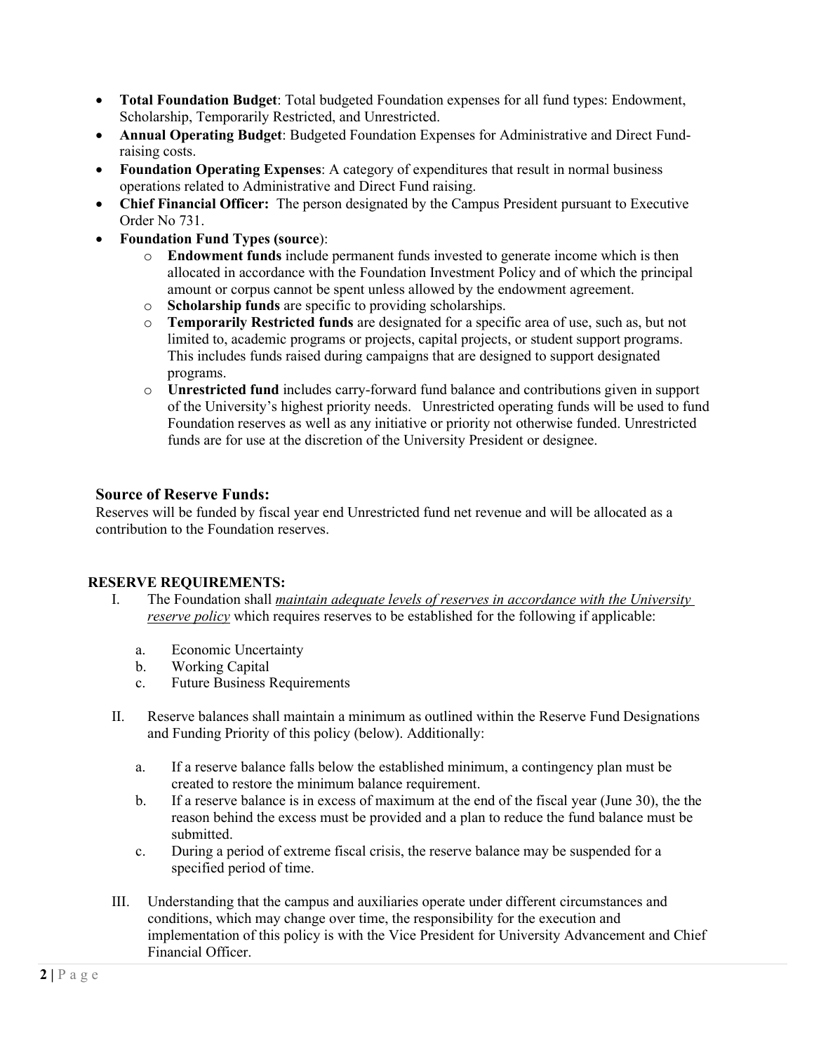- **Total Foundation Budget**: Total budgeted Foundation expenses for all fund types: Endowment, Scholarship, Temporarily Restricted, and Unrestricted.
- **Annual Operating Budget**: Budgeted Foundation Expenses for Administrative and Direct Fund-raising costs.
- **Foundation Operating Expenses**: A category of expenditures that result in normal business operations related to Administrative and Direct Fund raising.
- **Chief Financial Officer:** The person designated by the Campus President pursuant to Executive Order No 731.
- **Foundation Fund Types (source**):
  - **Endowment funds** include permanent funds invested to generate income which is then allocated in accordance with the Foundation Investment Policy and of which the principal amount or corpus cannot be spent unless allowed by the endowment agreement.
  - **Scholarship funds** are specific to providing scholarships.
  - **Temporarily Restricted funds** are designated for a specific area of use, such as, but not limited to, academic programs or projects, capital projects, or student support programs. This includes funds raised during campaigns that are designed to support designated programs.
  - **Unrestricted fund** includes carry-forward fund balance and contributions given in support of the University's highest priority needs. Unrestricted operating funds will be used to fund Foundation reserves as well as any initiative or priority not otherwise funded. Unrestricted funds are for use at the discretion of the University President or designee.

### Source of Reserve Funds:

Reserves will be funded by fiscal year end Unrestricted fund net revenue and will be allocated as a contribution to the Foundation reserves.

**RESERVE REQUIREMENTS:**

I. The Foundation shall *maintain adequate levels of reserves in accordance with the University reserve policy* which requires reserves to be established for the following if applicable:

   a. Economic Uncertainty
   b. Working Capital
   c. Future Business Requirements

II. Reserve balances shall maintain a minimum as outlined within the Reserve Fund Designations and Funding Priority of this policy (below). Additionally:

   a. If a reserve balance falls below the established minimum, a contingency plan must be created to restore the minimum balance requirement.
   b. If a reserve balance is in excess of maximum at the end of the fiscal year (June 30), the the reason behind the excess must be provided and a plan to reduce the fund balance must be submitted.
   c. During a period of extreme fiscal crisis, the reserve balance may be suspended for a specified period of time.

III. Understanding that the campus and auxiliaries operate under different circumstances and conditions, which may change over time, the responsibility for the execution and implementation of this policy is with the Vice President for University Advancement and Chief Financial Officer.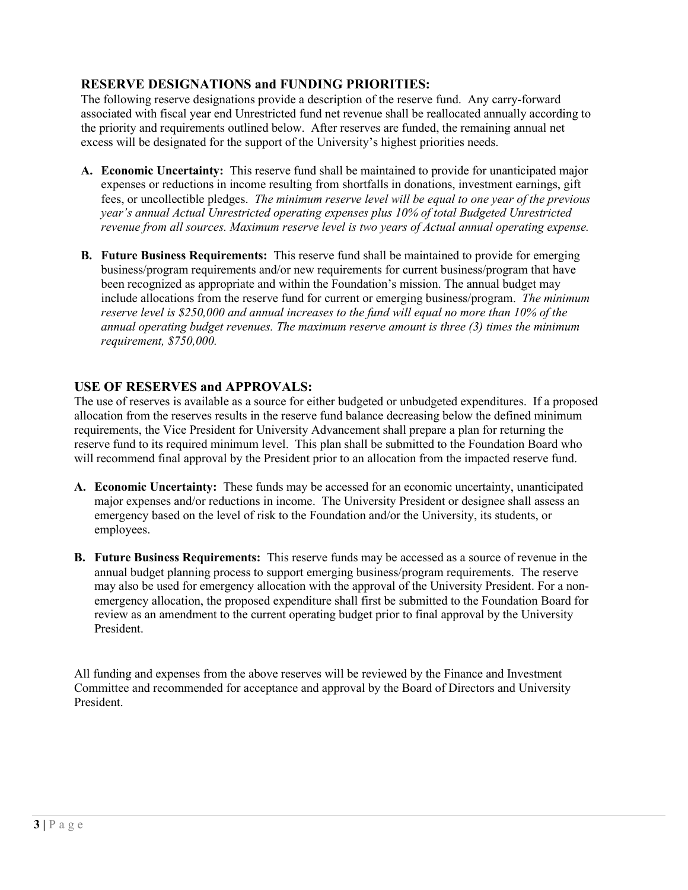## RESERVE DESIGNATIONS and FUNDING PRIORITIES:

The following reserve designations provide a description of the reserve fund. Any carry-forward associated with fiscal year end Unrestricted fund net revenue shall be reallocated annually according to the priority and requirements outlined below. After reserves are funded, the remaining annual net excess will be designated for the support of the University's highest priorities needs.

**A. Economic Uncertainty:** This reserve fund shall be maintained to provide for unanticipated major expenses or reductions in income resulting from shortfalls in donations, investment earnings, gift fees, or uncollectible pledges. *The minimum reserve level will be equal to one year of the previous year's annual Actual Unrestricted operating expenses plus 10% of total Budgeted Unrestricted revenue from all sources. Maximum reserve level is two years of Actual annual operating expense.*

**B. Future Business Requirements:** This reserve fund shall be maintained to provide for emerging business/program requirements and/or new requirements for current business/program that have been recognized as appropriate and within the Foundation's mission. The annual budget may include allocations from the reserve fund for current or emerging business/program. *The minimum reserve level is $250,000 and annual increases to the fund will equal no more than 10% of the annual operating budget revenues. The maximum reserve amount is three (3) times the minimum requirement, $750,000.*

## USE OF RESERVES and APPROVALS:

The use of reserves is available as a source for either budgeted or unbudgeted expenditures. If a proposed allocation from the reserves results in the reserve fund balance decreasing below the defined minimum requirements, the Vice President for University Advancement shall prepare a plan for returning the reserve fund to its required minimum level. This plan shall be submitted to the Foundation Board who will recommend final approval by the President prior to an allocation from the impacted reserve fund.

**A. Economic Uncertainty:** These funds may be accessed for an economic uncertainty, unanticipated major expenses and/or reductions in income. The University President or designee shall assess an emergency based on the level of risk to the Foundation and/or the University, its students, or employees.

**B. Future Business Requirements:** This reserve funds may be accessed as a source of revenue in the annual budget planning process to support emerging business/program requirements. The reserve may also be used for emergency allocation with the approval of the University President. For a non-emergency allocation, the proposed expenditure shall first be submitted to the Foundation Board for review as an amendment to the current operating budget prior to final approval by the University President.

All funding and expenses from the above reserves will be reviewed by the Finance and Investment Committee and recommended for acceptance and approval by the Board of Directors and University President.